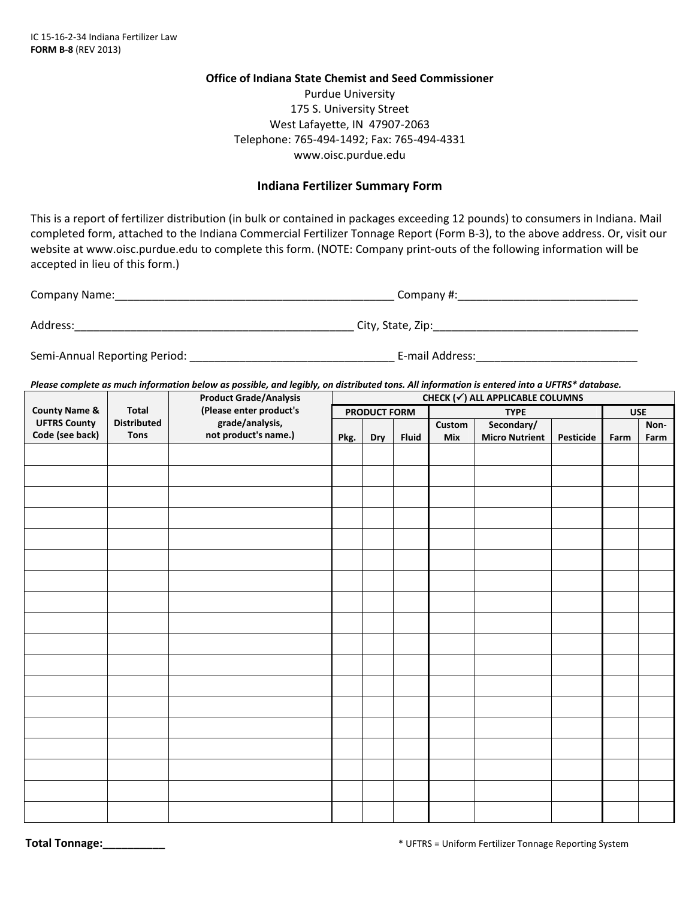IC 15-16-2-34 Indiana Fertilizer Law
**FORM B-8** (REV 2013)

**Office of Indiana State Chemist and Seed Commissioner**
Purdue University
175 S. University Street
West Lafayette, IN 47907-2063
Telephone: 765-494-1492; Fax: 765-494-4331
www.oisc.purdue.edu

## Indiana Fertilizer Summary Form

This is a report of fertilizer distribution (in bulk or contained in packages exceeding 12 pounds) to consumers in Indiana. Mail completed form, attached to the Indiana Commercial Fertilizer Tonnage Report (Form B-3), to the above address. Or, visit our website at www.oisc.purdue.edu to complete this form. (NOTE: Company print-outs of the following information will be accepted in lieu of this form.)

Company Name:_______________________________________________ Company #:_____________________________

Address:_______________________________________________ City, State, Zip:_________________________________

Semi-Annual Reporting Period: _________________________________ E-mail Address:__________________________

***Please complete as much information below as possible, and legibly, on distributed tons. All information is entered into a UFTRS* database.***

| County Name & UFTRS County Code (see back) | Total Distributed Tons | Product Grade/Analysis (Please enter product's grade/analysis, not product's name.) | CHECK (✓) ALL APPLICABLE COLUMNS | | | | | | | |
|---|---|---|---|---|---|---|---|---|---|---|
| | | | PRODUCT FORM | | | TYPE | | | USE | |
| | | | Pkg. | Dry | Fluid | Custom Mix | Secondary/ Micro Nutrient | Pesticide | Farm | Non-Farm |
| | | | | | | | | | | |
| | | | | | | | | | | |
| | | | | | | | | | | |
| | | | | | | | | | | |
| | | | | | | | | | | |
| | | | | | | | | | | |
| | | | | | | | | | | |
| | | | | | | | | | | |
| | | | | | | | | | | |
| | | | | | | | | | | |
| | | | | | | | | | | |
| | | | | | | | | | | |
| | | | | | | | | | | |
| | | | | | | | | | | |
| | | | | | | | | | | |
| | | | | | | | | | | |
| | | | | | | | | | | |
| | | | | | | | | | | |

**Total Tonnage:__________**

\* UFTRS = Uniform Fertilizer Tonnage Reporting System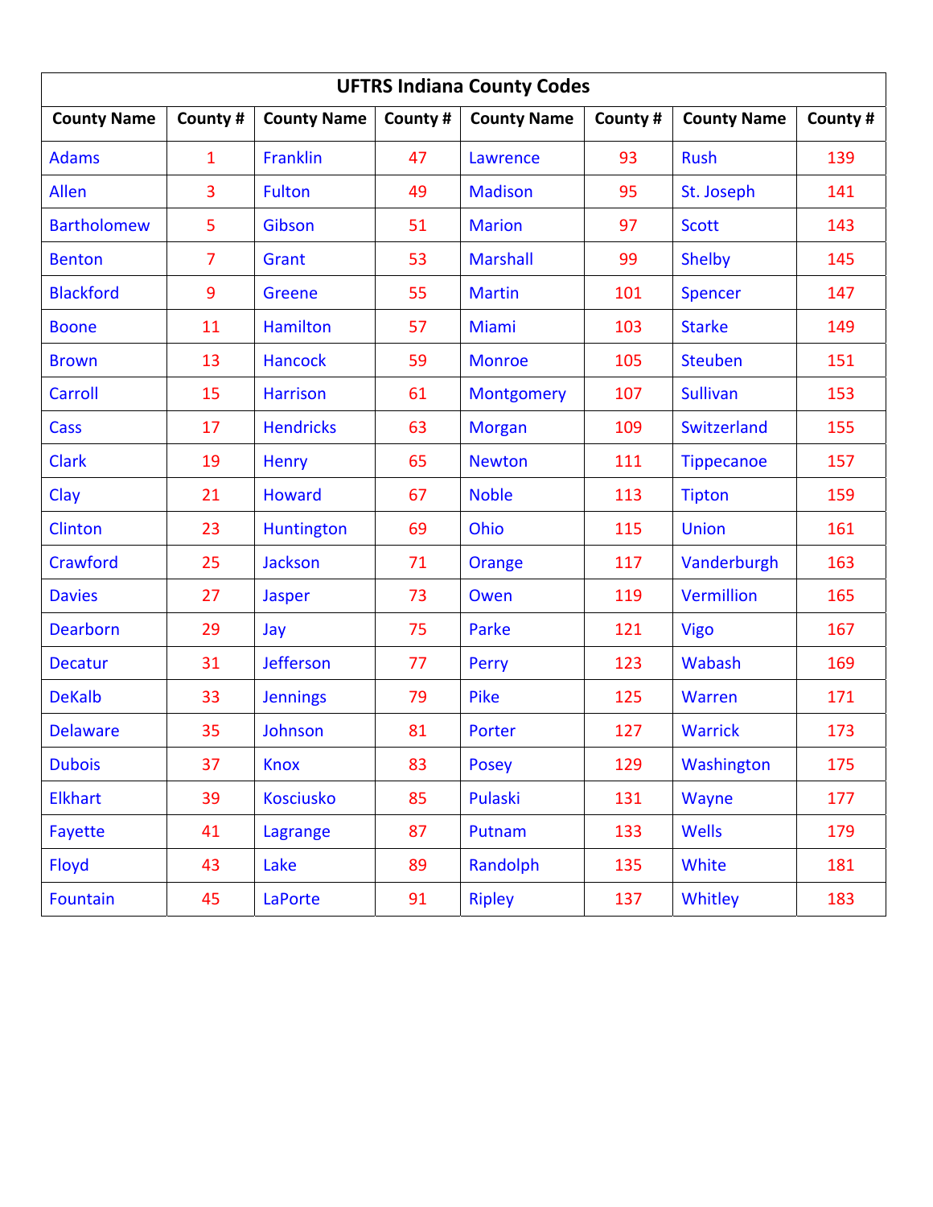# UFTRS Indiana County Codes

| County Name | County # | County Name | County # | County Name | County # | County Name | County # |
|---|---|---|---|---|---|---|---|
| Adams | 1 | Franklin | 47 | Lawrence | 93 | Rush | 139 |
| Allen | 3 | Fulton | 49 | Madison | 95 | St. Joseph | 141 |
| Bartholomew | 5 | Gibson | 51 | Marion | 97 | Scott | 143 |
| Benton | 7 | Grant | 53 | Marshall | 99 | Shelby | 145 |
| Blackford | 9 | Greene | 55 | Martin | 101 | Spencer | 147 |
| Boone | 11 | Hamilton | 57 | Miami | 103 | Starke | 149 |
| Brown | 13 | Hancock | 59 | Monroe | 105 | Steuben | 151 |
| Carroll | 15 | Harrison | 61 | Montgomery | 107 | Sullivan | 153 |
| Cass | 17 | Hendricks | 63 | Morgan | 109 | Switzerland | 155 |
| Clark | 19 | Henry | 65 | Newton | 111 | Tippecanoe | 157 |
| Clay | 21 | Howard | 67 | Noble | 113 | Tipton | 159 |
| Clinton | 23 | Huntington | 69 | Ohio | 115 | Union | 161 |
| Crawford | 25 | Jackson | 71 | Orange | 117 | Vanderburgh | 163 |
| Davies | 27 | Jasper | 73 | Owen | 119 | Vermillion | 165 |
| Dearborn | 29 | Jay | 75 | Parke | 121 | Vigo | 167 |
| Decatur | 31 | Jefferson | 77 | Perry | 123 | Wabash | 169 |
| DeKalb | 33 | Jennings | 79 | Pike | 125 | Warren | 171 |
| Delaware | 35 | Johnson | 81 | Porter | 127 | Warrick | 173 |
| Dubois | 37 | Knox | 83 | Posey | 129 | Washington | 175 |
| Elkhart | 39 | Kosciusko | 85 | Pulaski | 131 | Wayne | 177 |
| Fayette | 41 | Lagrange | 87 | Putnam | 133 | Wells | 179 |
| Floyd | 43 | Lake | 89 | Randolph | 135 | White | 181 |
| Fountain | 45 | LaPorte | 91 | Ripley | 137 | Whitley | 183 |